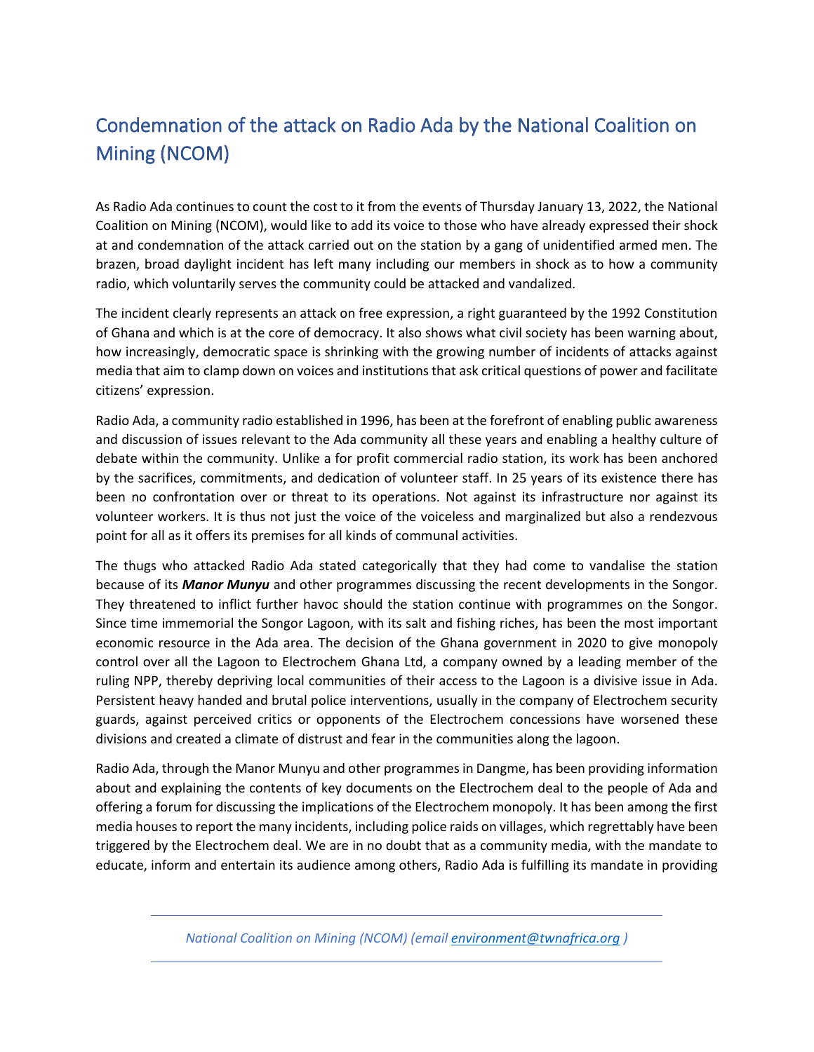# Condemnation of the attack on Radio Ada by the National Coalition on Mining (NCOM)

As Radio Ada continues to count the cost to it from the events of Thursday January 13, 2022, the National Coalition on Mining (NCOM), would like to add its voice to those who have already expressed their shock at and condemnation of the attack carried out on the station by a gang of unidentified armed men. The brazen, broad daylight incident has left many including our members in shock as to how a community radio, which voluntarily serves the community could be attacked and vandalized.

The incident clearly represents an attack on free expression, a right guaranteed by the 1992 Constitution of Ghana and which is at the core of democracy. It also shows what civil society has been warning about, how increasingly, democratic space is shrinking with the growing number of incidents of attacks against media that aim to clamp down on voices and institutions that ask critical questions of power and facilitate citizens' expression.

Radio Ada, a community radio established in 1996, has been at the forefront of enabling public awareness and discussion of issues relevant to the Ada community all these years and enabling a healthy culture of debate within the community. Unlike a for profit commercial radio station, its work has been anchored by the sacrifices, commitments, and dedication of volunteer staff. In 25 years of its existence there has been no confrontation over or threat to its operations. Not against its infrastructure nor against its volunteer workers. It is thus not just the voice of the voiceless and marginalized but also a rendezvous point for all as it offers its premises for all kinds of communal activities.

The thugs who attacked Radio Ada stated categorically that they had come to vandalise the station because of its ***Manor Munyu*** and other programmes discussing the recent developments in the Songor. They threatened to inflict further havoc should the station continue with programmes on the Songor. Since time immemorial the Songor Lagoon, with its salt and fishing riches, has been the most important economic resource in the Ada area. The decision of the Ghana government in 2020 to give monopoly control over all the Lagoon to Electrochem Ghana Ltd, a company owned by a leading member of the ruling NPP, thereby depriving local communities of their access to the Lagoon is a divisive issue in Ada. Persistent heavy handed and brutal police interventions, usually in the company of Electrochem security guards, against perceived critics or opponents of the Electrochem concessions have worsened these divisions and created a climate of distrust and fear in the communities along the lagoon.

Radio Ada, through the Manor Munyu and other programmes in Dangme, has been providing information about and explaining the contents of key documents on the Electrochem deal to the people of Ada and offering a forum for discussing the implications of the Electrochem monopoly. It has been among the first media houses to report the many incidents, including police raids on villages, which regrettably have been triggered by the Electrochem deal. We are in no doubt that as a community media, with the mandate to educate, inform and entertain its audience among others, Radio Ada is fulfilling its mandate in providing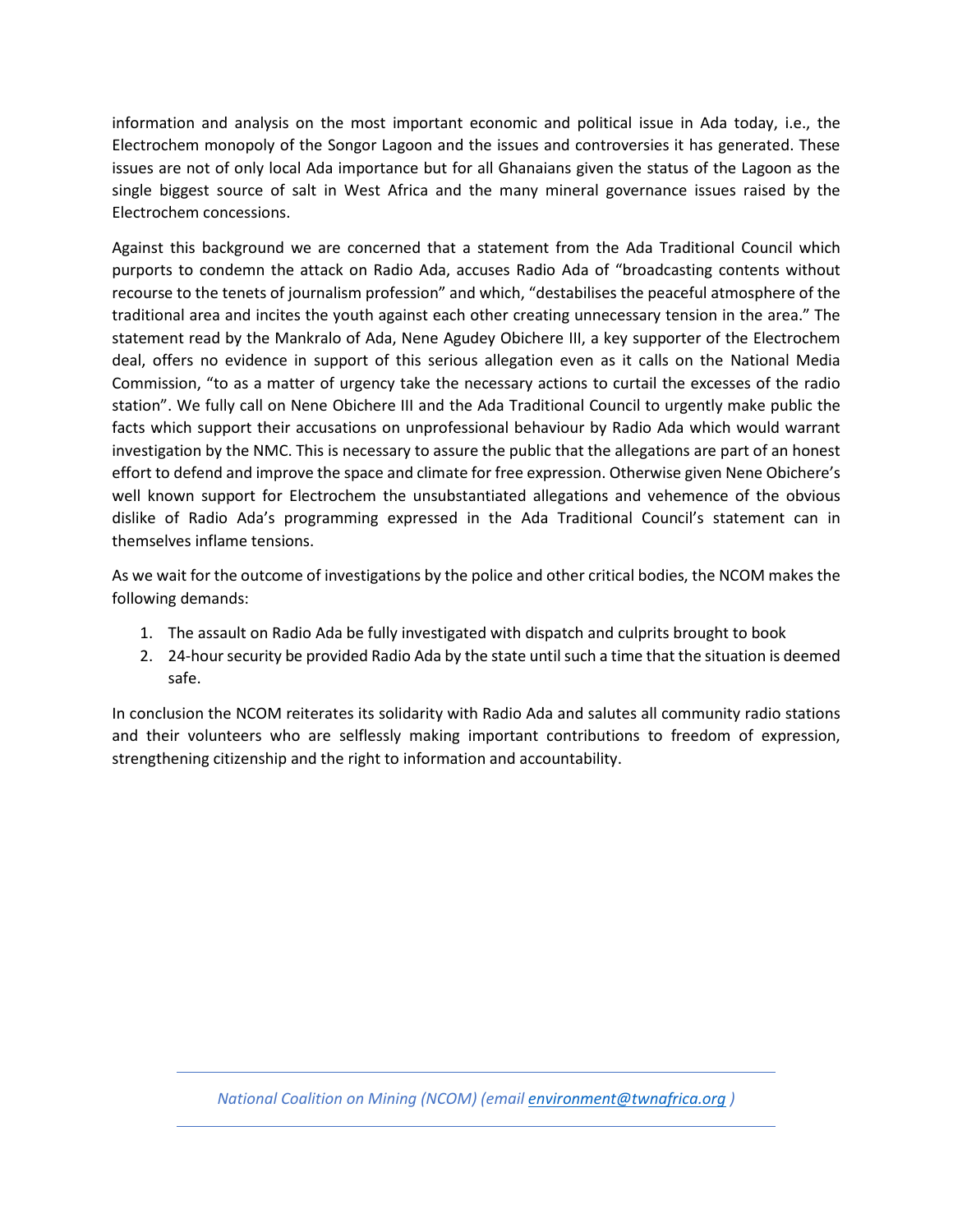information and analysis on the most important economic and political issue in Ada today, i.e., the Electrochem monopoly of the Songor Lagoon and the issues and controversies it has generated. These issues are not of only local Ada importance but for all Ghanaians given the status of the Lagoon as the single biggest source of salt in West Africa and the many mineral governance issues raised by the Electrochem concessions.

Against this background we are concerned that a statement from the Ada Traditional Council which purports to condemn the attack on Radio Ada, accuses Radio Ada of "broadcasting contents without recourse to the tenets of journalism profession" and which, "destabilises the peaceful atmosphere of the traditional area and incites the youth against each other creating unnecessary tension in the area." The statement read by the Mankralo of Ada, Nene Agudey Obichere III, a key supporter of the Electrochem deal, offers no evidence in support of this serious allegation even as it calls on the National Media Commission, "to as a matter of urgency take the necessary actions to curtail the excesses of the radio station". We fully call on Nene Obichere III and the Ada Traditional Council to urgently make public the facts which support their accusations on unprofessional behaviour by Radio Ada which would warrant investigation by the NMC. This is necessary to assure the public that the allegations are part of an honest effort to defend and improve the space and climate for free expression. Otherwise given Nene Obichere's well known support for Electrochem the unsubstantiated allegations and vehemence of the obvious dislike of Radio Ada's programming expressed in the Ada Traditional Council's statement can in themselves inflame tensions.

As we wait for the outcome of investigations by the police and other critical bodies, the NCOM makes the following demands:

1. The assault on Radio Ada be fully investigated with dispatch and culprits brought to book
2. 24-hour security be provided Radio Ada by the state until such a time that the situation is deemed safe.

In conclusion the NCOM reiterates its solidarity with Radio Ada and salutes all community radio stations and their volunteers who are selflessly making important contributions to freedom of expression, strengthening citizenship and the right to information and accountability.

*National Coalition on Mining (NCOM) (email environment@twnafrica.org )*